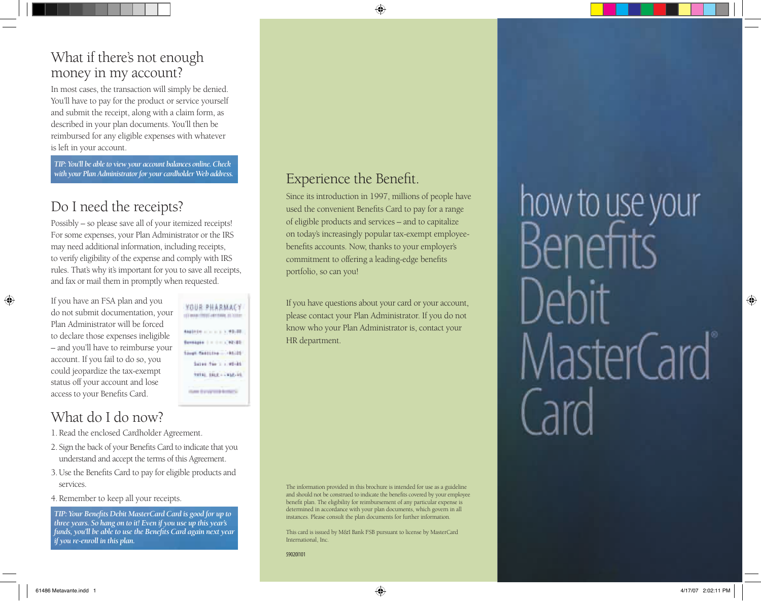## What if there's not enough money in my account?

In most cases, the transaction will simply be denied. You'll have to pay for the product or service yourself and submit the receipt, along with a claim form, as described in your plan documents. You'll then be reimbursed for any eligible expenses with whatever is left in your account.

*TIP: You'll be able to view your account balances online. Check with your Plan Administrator for your cardholder Web address.*

## Do I need the receipts?

Possibly – so please save all of your itemized receipts! For some expenses, your Plan Administrator or the IRS may need additional information, including receipts, to verify eligibility of the expense and comply with IRS rules. That's why it's important for you to save all receipts, and fax or mail them in promptly when requested.

If you have an FSA plan and you do not submit documentation, your Plan Administrator will be forced to declare those expenses ineligible – and you'll have to reimburse your account. If you fail to do so, you could jeopardize the tax-exempt status off your account and lose access to your Benefits Card.

## What do I do now?

1. Read the enclosed Cardholder Agreement.
2. Sign the back of your Benefits Card to indicate that you understand and accept the terms of this Agreement.
3. Use the Benefits Card to pay for eligible products and services.
4. Remember to keep all your receipts.

*TIP: Your Benefits Debit MasterCard Card is good for up to three years. So hang on to it! Even if you use up this year's funds, you'll be able to use the Benefits Card again next year if you re-enroll in this plan.*

## Experience the Benefit.

Since its introduction in 1997, millions of people have used the convenient Benefits Card to pay for a range of eligible products and services – and to capitalize on today's increasingly popular tax-exempt employee-benefits accounts. Now, thanks to your employer's commitment to offering a leading-edge benefits portfolio, so can you!

If you have questions about your card or your account, please contact your Plan Administrator. If you do not know who your Plan Administrator is, contact your HR department.

The information provided in this brochure is intended for use as a guideline and should not be construed to indicate the benefits covered by your employee benefit plan. The eligibility for reimbursement of any particular expense is determined in accordance with your plan documents, which govern in all instances. Please consult the plan documents for further information.

This card is issued by M&I Bank FSB pursuant to license by MasterCard International, Inc.

59020I101

# how to use your Benefits Debit MasterCard® Card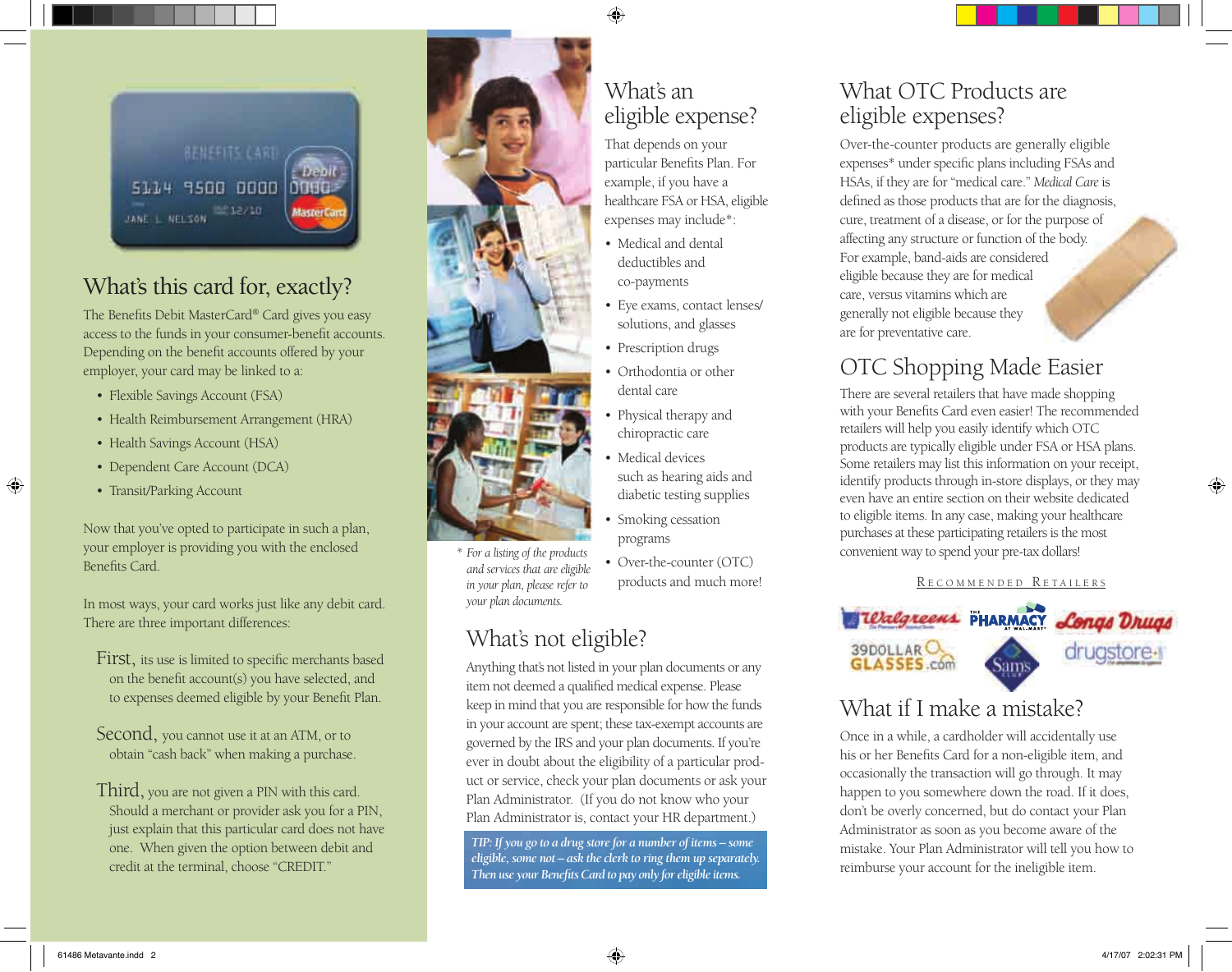## What's this card for, exactly?

The Benefits Debit MasterCard® Card gives you easy access to the funds in your consumer-benefit accounts. Depending on the benefit accounts offered by your employer, your card may be linked to a:

- Flexible Savings Account (FSA)
- Health Reimbursement Arrangement (HRA)
- Health Savings Account (HSA)
- Dependent Care Account (DCA)
- Transit/Parking Account

Now that you've opted to participate in such a plan, your employer is providing you with the enclosed Benefits Card.

In most ways, your card works just like any debit card. There are three important differences:

First, its use is limited to specific merchants based on the benefit account(s) you have selected, and to expenses deemed eligible by your Benefit Plan.

Second, you cannot use it at an ATM, or to obtain "cash back" when making a purchase.

Third, you are not given a PIN with this card. Should a merchant or provider ask you for a PIN, just explain that this particular card does not have one. When given the option between debit and credit at the terminal, choose "CREDIT."

## What's an eligible expense?

That depends on your particular Benefits Plan. For example, if you have a healthcare FSA or HSA, eligible expenses may include*:

- Medical and dental deductibles and co-payments
- Eye exams, contact lenses/solutions, and glasses
- Prescription drugs
- Orthodontia or other dental care
- Physical therapy and chiropractic care
- Medical devices such as hearing aids and diabetic testing supplies
- Smoking cessation programs
- Over-the-counter (OTC) products and much more!

*\* For a listing of the products and services that are eligible in your plan, please refer to your plan documents.*

## What's not eligible?

Anything that's not listed in your plan documents or any item not deemed a qualified medical expense. Please keep in mind that you are responsible for how the funds in your account are spent; these tax-exempt accounts are governed by the IRS and your plan documents. If you're ever in doubt about the eligibility of a particular product or service, check your plan documents or ask your Plan Administrator. (If you do not know who your Plan Administrator is, contact your HR department.)

*TIP: If you go to a drug store for a number of items – some eligible, some not – ask the clerk to ring them up separately. Then use your Benefits Card to pay only for eligible items.*

## What OTC Products are eligible expenses?

Over-the-counter products are generally eligible expenses* under specific plans including FSAs and HSAs, if they are for "medical care." *Medical Care* is defined as those products that are for the diagnosis, cure, treatment of a disease, or for the purpose of affecting any structure or function of the body. For example, band-aids are considered eligible because they are for medical care, versus vitamins which are generally not eligible because they are for preventative care.

## OTC Shopping Made Easier

There are several retailers that have made shopping with your Benefits Card even easier! The recommended retailers will help you easily identify which OTC products are typically eligible under FSA or HSA plans. Some retailers may list this information on your receipt, identify products through in-store displays, or they may even have an entire section on their website dedicated to eligible items. In any case, making your healthcare purchases at these participating retailers is the most convenient way to spend your pre-tax dollars!

RECOMMENDED RETAILERS

Walgreens, The Pharmacy at Wal-Mart, Longs Drugs, 39DollarGlasses.com, Sam's Club, drugstore.com

## What if I make a mistake?

Once in a while, a cardholder will accidentally use his or her Benefits Card for a non-eligible item, and occasionally the transaction will go through. It may happen to you somewhere down the road. If it does, don't be overly concerned, but do contact your Plan Administrator as soon as you become aware of the mistake. Your Plan Administrator will tell you how to reimburse your account for the ineligible item.